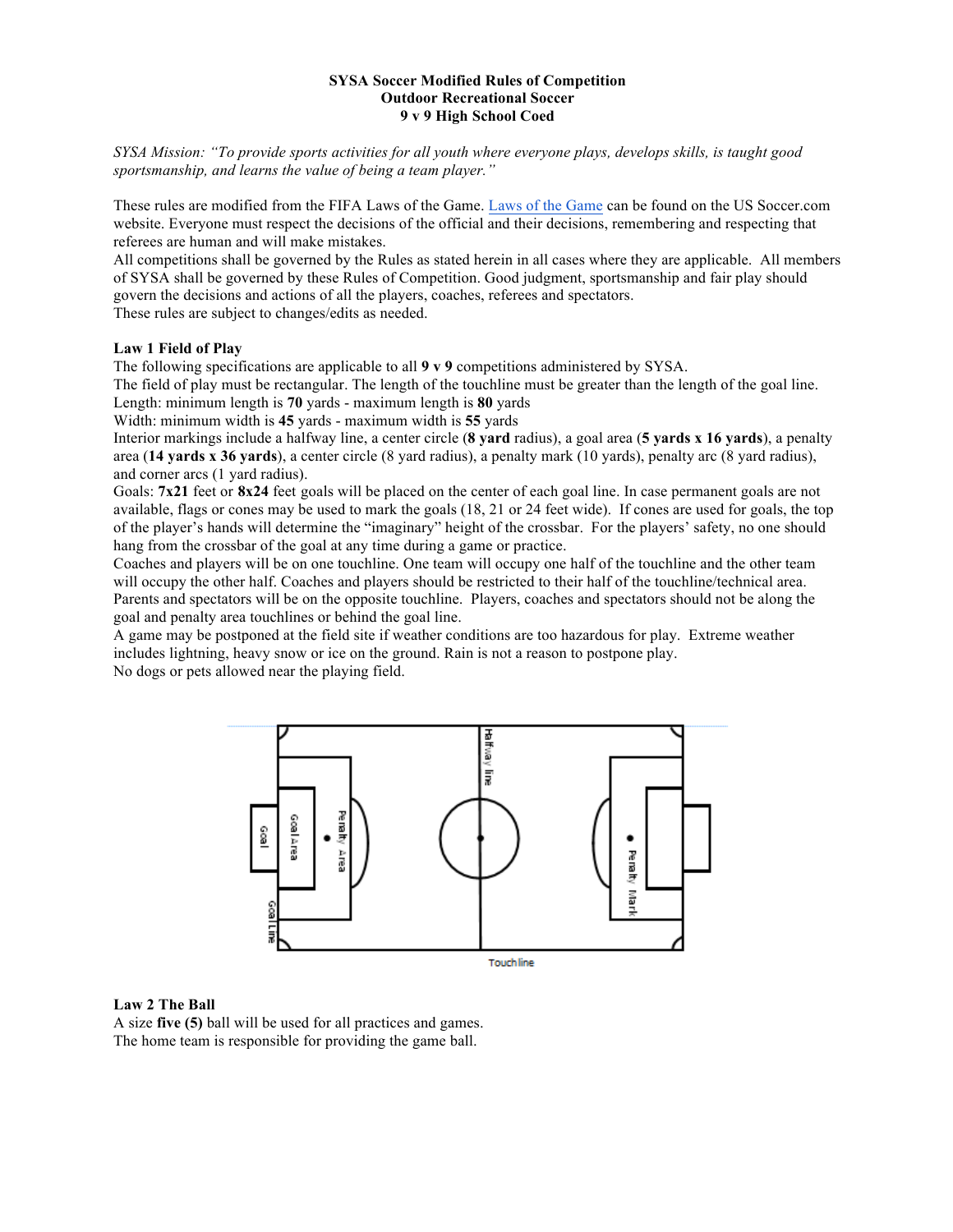**SYSA Soccer Modified Rules of Competition**
**Outdoor Recreational Soccer**
**9 v 9 High School Coed**

*SYSA Mission: "To provide sports activities for all youth where everyone plays, develops skills, is taught good sportsmanship, and learns the value of being a team player."*

These rules are modified from the FIFA Laws of the Game. Laws of the Game can be found on the US Soccer.com website. Everyone must respect the decisions of the official and their decisions, remembering and respecting that referees are human and will make mistakes.
All competitions shall be governed by the Rules as stated herein in all cases where they are applicable. All members of SYSA shall be governed by these Rules of Competition. Good judgment, sportsmanship and fair play should govern the decisions and actions of all the players, coaches, referees and spectators.
These rules are subject to changes/edits as needed.

**Law 1 Field of Play**
The following specifications are applicable to all **9 v 9** competitions administered by SYSA.
The field of play must be rectangular. The length of the touchline must be greater than the length of the goal line.
Length: minimum length is **70** yards - maximum length is **80** yards
Width: minimum width is **45** yards - maximum width is **55** yards
Interior markings include a halfway line, a center circle (**8 yard** radius), a goal area (**5 yards x 16 yards**), a penalty area (**14 yards x 36 yards**), a center circle (8 yard radius), a penalty mark (10 yards), penalty arc (8 yard radius), and corner arcs (1 yard radius).
Goals: **7x21** feet or **8x24** feet goals will be placed on the center of each goal line. In case permanent goals are not available, flags or cones may be used to mark the goals (18, 21 or 24 feet wide). If cones are used for goals, the top of the player's hands will determine the "imaginary" height of the crossbar. For the players' safety, no one should hang from the crossbar of the goal at any time during a game or practice.
Coaches and players will be on one touchline. One team will occupy one half of the touchline and the other team will occupy the other half. Coaches and players should be restricted to their half of the touchline/technical area. Parents and spectators will be on the opposite touchline. Players, coaches and spectators should not be along the goal and penalty area touchlines or behind the goal line.
A game may be postponed at the field site if weather conditions are too hazardous for play. Extreme weather includes lightning, heavy snow or ice on the ground. Rain is not a reason to postpone play.
No dogs or pets allowed near the playing field.

Goal | Goal Area | Penalty Area | Halfway line | Penalty Mark | Goal Line | Touchline

**Law 2 The Ball**
A size **five (5)** ball will be used for all practices and games.
The home team is responsible for providing the game ball.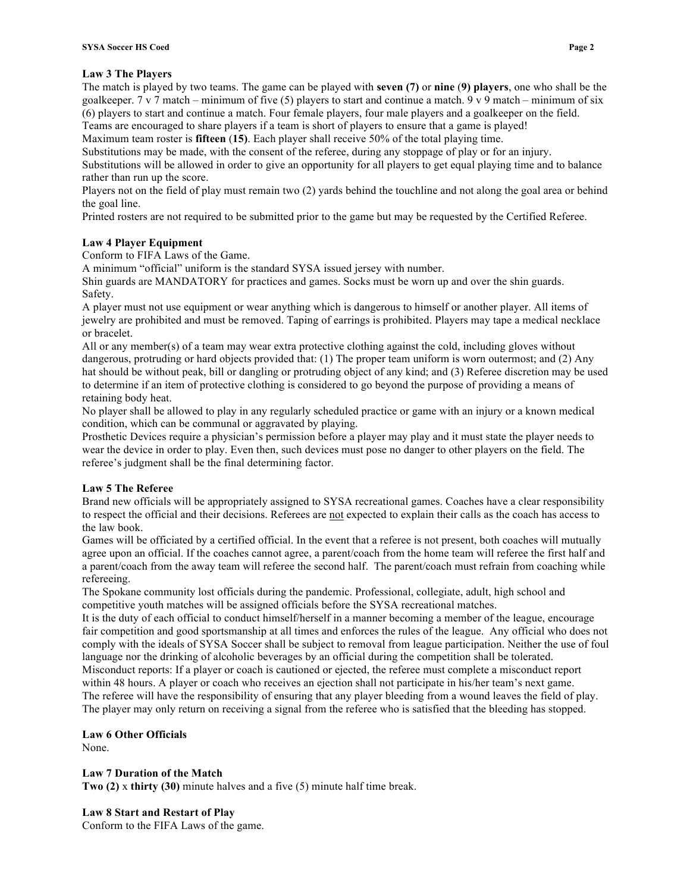### Law 3 The Players

The match is played by two teams. The game can be played with **seven (7)** or **nine (9) players**, one who shall be the goalkeeper. 7 v 7 match – minimum of five (5) players to start and continue a match. 9 v 9 match – minimum of six (6) players to start and continue a match. Four female players, four male players and a goalkeeper on the field.
Teams are encouraged to share players if a team is short of players to ensure that a game is played!
Maximum team roster is **fifteen** (**15**). Each player shall receive 50% of the total playing time.
Substitutions may be made, with the consent of the referee, during any stoppage of play or for an injury.
Substitutions will be allowed in order to give an opportunity for all players to get equal playing time and to balance rather than run up the score.
Players not on the field of play must remain two (2) yards behind the touchline and not along the goal area or behind the goal line.
Printed rosters are not required to be submitted prior to the game but may be requested by the Certified Referee.

### Law 4 Player Equipment

Conform to FIFA Laws of the Game.
A minimum "official" uniform is the standard SYSA issued jersey with number.
Shin guards are MANDATORY for practices and games. Socks must be worn up and over the shin guards.
Safety.
A player must not use equipment or wear anything which is dangerous to himself or another player. All items of jewelry are prohibited and must be removed. Taping of earrings is prohibited. Players may tape a medical necklace or bracelet.
All or any member(s) of a team may wear extra protective clothing against the cold, including gloves without dangerous, protruding or hard objects provided that: (1) The proper team uniform is worn outermost; and (2) Any hat should be without peak, bill or dangling or protruding object of any kind; and (3) Referee discretion may be used to determine if an item of protective clothing is considered to go beyond the purpose of providing a means of retaining body heat.
No player shall be allowed to play in any regularly scheduled practice or game with an injury or a known medical condition, which can be communal or aggravated by playing.
Prosthetic Devices require a physician's permission before a player may play and it must state the player needs to wear the device in order to play. Even then, such devices must pose no danger to other players on the field. The referee's judgment shall be the final determining factor.

### Law 5 The Referee

Brand new officials will be appropriately assigned to SYSA recreational games. Coaches have a clear responsibility to respect the official and their decisions. Referees are <u>not</u> expected to explain their calls as the coach has access to the law book.
Games will be officiated by a certified official. In the event that a referee is not present, both coaches will mutually agree upon an official. If the coaches cannot agree, a parent/coach from the home team will referee the first half and a parent/coach from the away team will referee the second half. The parent/coach must refrain from coaching while refereeing.
The Spokane community lost officials during the pandemic. Professional, collegiate, adult, high school and competitive youth matches will be assigned officials before the SYSA recreational matches.
It is the duty of each official to conduct himself/herself in a manner becoming a member of the league, encourage fair competition and good sportsmanship at all times and enforces the rules of the league. Any official who does not comply with the ideals of SYSA Soccer shall be subject to removal from league participation. Neither the use of foul language nor the drinking of alcoholic beverages by an official during the competition shall be tolerated.
Misconduct reports: If a player or coach is cautioned or ejected, the referee must complete a misconduct report within 48 hours. A player or coach who receives an ejection shall not participate in his/her team's next game.
The referee will have the responsibility of ensuring that any player bleeding from a wound leaves the field of play. The player may only return on receiving a signal from the referee who is satisfied that the bleeding has stopped.

### Law 6 Other Officials

None.

### Law 7 Duration of the Match

**Two (2)** x **thirty (30)** minute halves and a five (5) minute half time break.

### Law 8 Start and Restart of Play

Conform to the FIFA Laws of the game.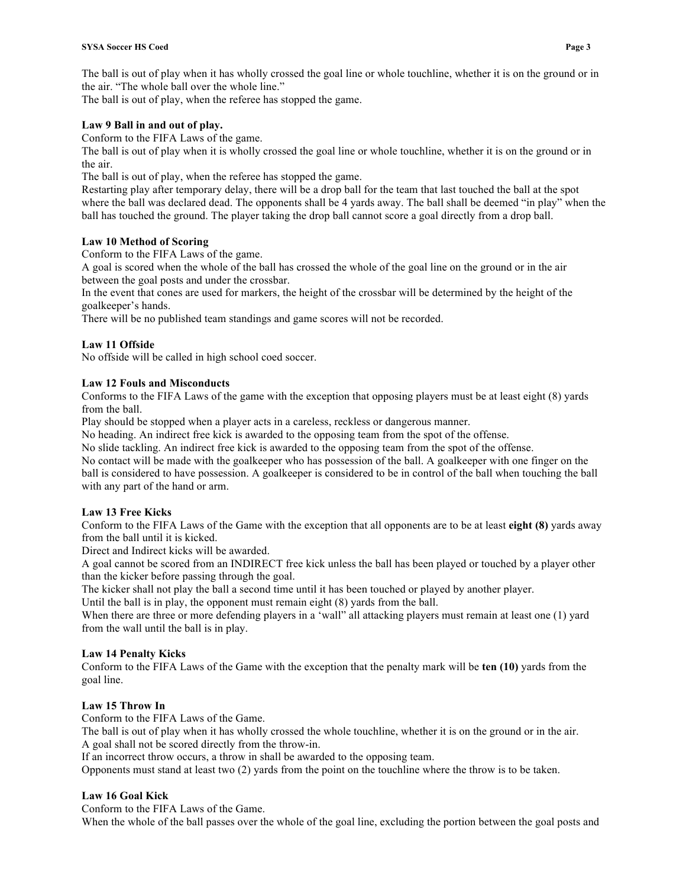The ball is out of play when it has wholly crossed the goal line or whole touchline, whether it is on the ground or in the air. "The whole ball over the whole line."
The ball is out of play, when the referee has stopped the game.

**Law 9 Ball in and out of play.**
Conform to the FIFA Laws of the game.
The ball is out of play when it is wholly crossed the goal line or whole touchline, whether it is on the ground or in the air.
The ball is out of play, when the referee has stopped the game.
Restarting play after temporary delay, there will be a drop ball for the team that last touched the ball at the spot where the ball was declared dead. The opponents shall be 4 yards away. The ball shall be deemed "in play" when the ball has touched the ground. The player taking the drop ball cannot score a goal directly from a drop ball.

**Law 10 Method of Scoring**
Conform to the FIFA Laws of the game.
A goal is scored when the whole of the ball has crossed the whole of the goal line on the ground or in the air between the goal posts and under the crossbar.
In the event that cones are used for markers, the height of the crossbar will be determined by the height of the goalkeeper's hands.
There will be no published team standings and game scores will not be recorded.

**Law 11 Offside**
No offside will be called in high school coed soccer.

**Law 12 Fouls and Misconducts**
Conforms to the FIFA Laws of the game with the exception that opposing players must be at least eight (8) yards from the ball.
Play should be stopped when a player acts in a careless, reckless or dangerous manner.
No heading. An indirect free kick is awarded to the opposing team from the spot of the offense.
No slide tackling. An indirect free kick is awarded to the opposing team from the spot of the offense.
No contact will be made with the goalkeeper who has possession of the ball. A goalkeeper with one finger on the ball is considered to have possession. A goalkeeper is considered to be in control of the ball when touching the ball with any part of the hand or arm.

**Law 13 Free Kicks**
Conform to the FIFA Laws of the Game with the exception that all opponents are to be at least **eight (8)** yards away from the ball until it is kicked.
Direct and Indirect kicks will be awarded.
A goal cannot be scored from an INDIRECT free kick unless the ball has been played or touched by a player other than the kicker before passing through the goal.
The kicker shall not play the ball a second time until it has been touched or played by another player.
Until the ball is in play, the opponent must remain eight (8) yards from the ball.
When there are three or more defending players in a 'wall" all attacking players must remain at least one (1) yard from the wall until the ball is in play.

**Law 14 Penalty Kicks**
Conform to the FIFA Laws of the Game with the exception that the penalty mark will be **ten (10)** yards from the goal line.

**Law 15 Throw In**
Conform to the FIFA Laws of the Game.
The ball is out of play when it has wholly crossed the whole touchline, whether it is on the ground or in the air.
A goal shall not be scored directly from the throw-in.
If an incorrect throw occurs, a throw in shall be awarded to the opposing team.
Opponents must stand at least two (2) yards from the point on the touchline where the throw is to be taken.

**Law 16 Goal Kick**
Conform to the FIFA Laws of the Game.
When the whole of the ball passes over the whole of the goal line, excluding the portion between the goal posts and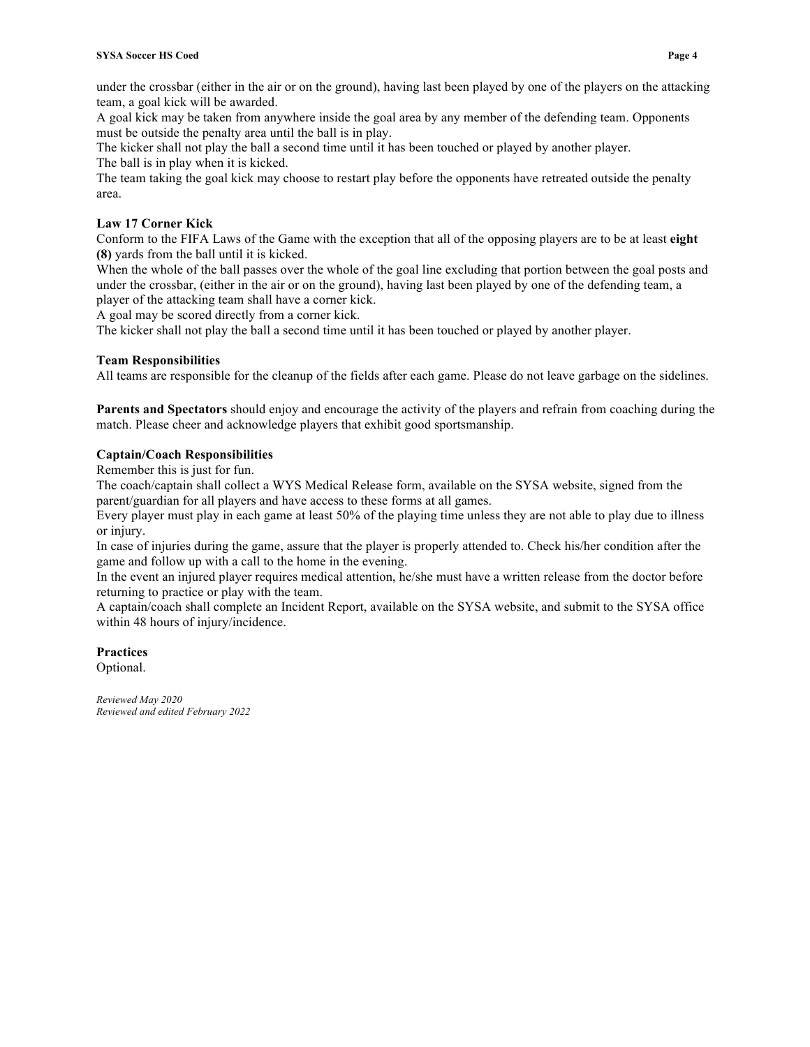under the crossbar (either in the air or on the ground), having last been played by one of the players on the attacking team, a goal kick will be awarded.

A goal kick may be taken from anywhere inside the goal area by any member of the defending team. Opponents must be outside the penalty area until the ball is in play.

The kicker shall not play the ball a second time until it has been touched or played by another player.

The ball is in play when it is kicked.

The team taking the goal kick may choose to restart play before the opponents have retreated outside the penalty area.

**Law 17 Corner Kick**

Conform to the FIFA Laws of the Game with the exception that all of the opposing players are to be at least **eight (8)** yards from the ball until it is kicked.

When the whole of the ball passes over the whole of the goal line excluding that portion between the goal posts and under the crossbar, (either in the air or on the ground), having last been played by one of the defending team, a player of the attacking team shall have a corner kick.

A goal may be scored directly from a corner kick.

The kicker shall not play the ball a second time until it has been touched or played by another player.

**Team Responsibilities**

All teams are responsible for the cleanup of the fields after each game. Please do not leave garbage on the sidelines.

**Parents and Spectators** should enjoy and encourage the activity of the players and refrain from coaching during the match. Please cheer and acknowledge players that exhibit good sportsmanship.

**Captain/Coach Responsibilities**

Remember this is just for fun.

The coach/captain shall collect a WYS Medical Release form, available on the SYSA website, signed from the parent/guardian for all players and have access to these forms at all games.

Every player must play in each game at least 50% of the playing time unless they are not able to play due to illness or injury.

In case of injuries during the game, assure that the player is properly attended to. Check his/her condition after the game and follow up with a call to the home in the evening.

In the event an injured player requires medical attention, he/she must have a written release from the doctor before returning to practice or play with the team.

A captain/coach shall complete an Incident Report, available on the SYSA website, and submit to the SYSA office within 48 hours of injury/incidence.

**Practices**

Optional.

*Reviewed May 2020*
*Reviewed and edited February 2022*